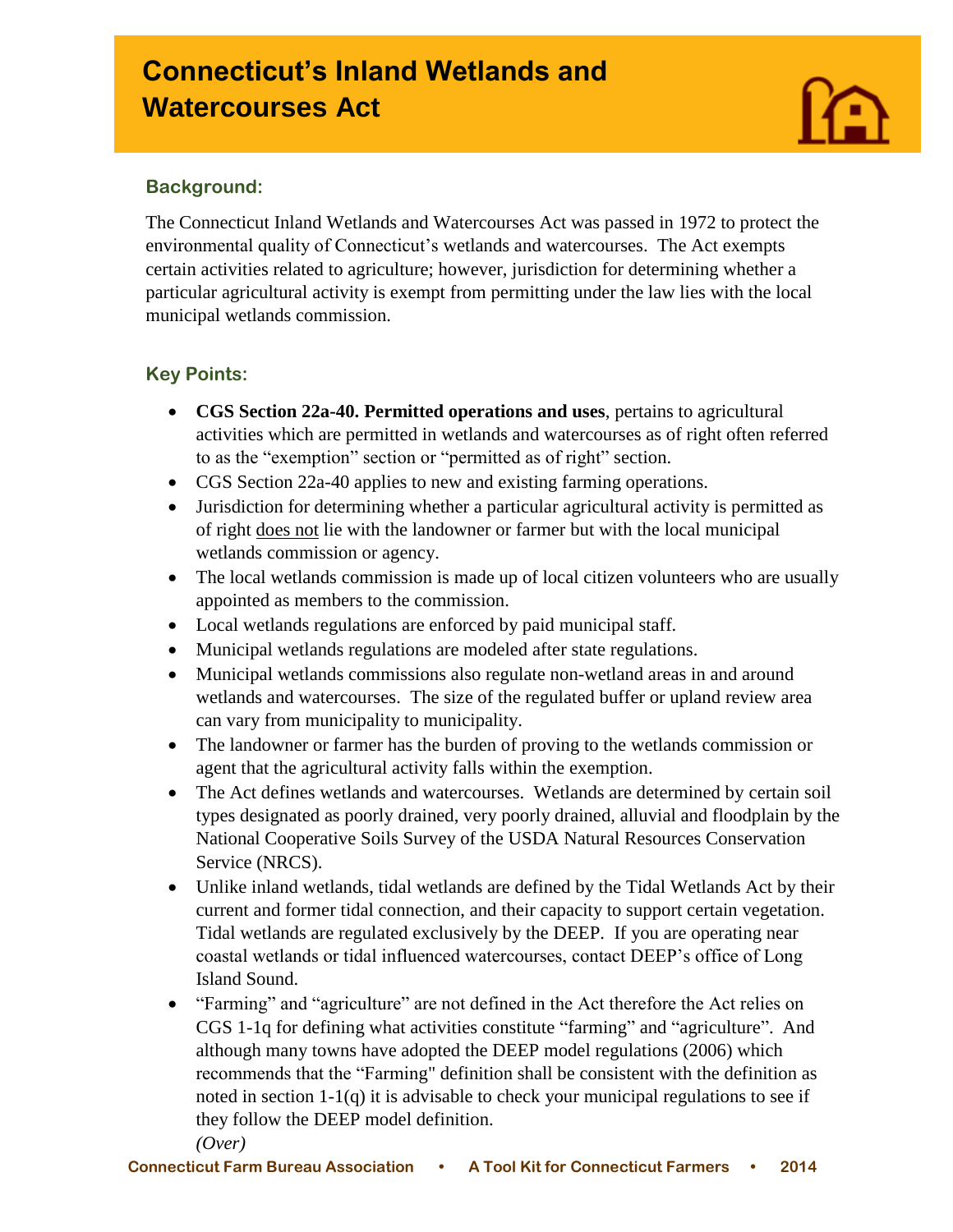# Connecticut's Inland Wetlands and Watercourses Act

## Background:

The Connecticut Inland Wetlands and Watercourses Act was passed in 1972 to protect the environmental quality of Connecticut's wetlands and watercourses. The Act exempts certain activities related to agriculture; however, jurisdiction for determining whether a particular agricultural activity is exempt from permitting under the law lies with the local municipal wetlands commission.

## Key Points:

- **CGS Section 22a-40. Permitted operations and uses**, pertains to agricultural activities which are permitted in wetlands and watercourses as of right often referred to as the "exemption" section or "permitted as of right" section.
- CGS Section 22a-40 applies to new and existing farming operations.
- Jurisdiction for determining whether a particular agricultural activity is permitted as of right does not lie with the landowner or farmer but with the local municipal wetlands commission or agency.
- The local wetlands commission is made up of local citizen volunteers who are usually appointed as members to the commission.
- Local wetlands regulations are enforced by paid municipal staff.
- Municipal wetlands regulations are modeled after state regulations.
- Municipal wetlands commissions also regulate non-wetland areas in and around wetlands and watercourses. The size of the regulated buffer or upland review area can vary from municipality to municipality.
- The landowner or farmer has the burden of proving to the wetlands commission or agent that the agricultural activity falls within the exemption.
- The Act defines wetlands and watercourses. Wetlands are determined by certain soil types designated as poorly drained, very poorly drained, alluvial and floodplain by the National Cooperative Soils Survey of the USDA Natural Resources Conservation Service (NRCS).
- Unlike inland wetlands, tidal wetlands are defined by the Tidal Wetlands Act by their current and former tidal connection, and their capacity to support certain vegetation. Tidal wetlands are regulated exclusively by the DEEP. If you are operating near coastal wetlands or tidal influenced watercourses, contact DEEP's office of Long Island Sound.
- "Farming" and "agriculture" are not defined in the Act therefore the Act relies on CGS 1-1q for defining what activities constitute "farming" and "agriculture". And although many towns have adopted the DEEP model regulations (2006) which recommends that the "Farming" definition shall be consistent with the definition as noted in section 1-1(q) it is advisable to check your municipal regulations to see if they follow the DEEP model definition.

*(Over)*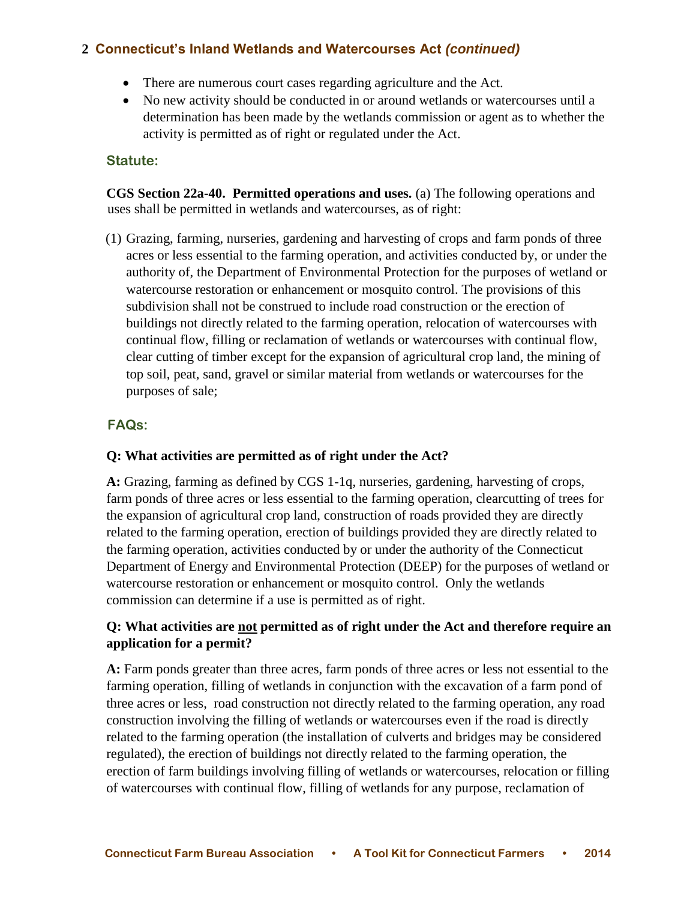## Connecticut's Inland Wetlands and Watercourses Act *(continued)*

- There are numerous court cases regarding agriculture and the Act.
- No new activity should be conducted in or around wetlands or watercourses until a determination has been made by the wetlands commission or agent as to whether the activity is permitted as of right or regulated under the Act.

### Statute:

**CGS Section 22a-40. Permitted operations and uses.** (a) The following operations and uses shall be permitted in wetlands and watercourses, as of right:

(1) Grazing, farming, nurseries, gardening and harvesting of crops and farm ponds of three acres or less essential to the farming operation, and activities conducted by, or under the authority of, the Department of Environmental Protection for the purposes of wetland or watercourse restoration or enhancement or mosquito control. The provisions of this subdivision shall not be construed to include road construction or the erection of buildings not directly related to the farming operation, relocation of watercourses with continual flow, filling or reclamation of wetlands or watercourses with continual flow, clear cutting of timber except for the expansion of agricultural crop land, the mining of top soil, peat, sand, gravel or similar material from wetlands or watercourses for the purposes of sale;

### FAQs:

**Q: What activities are permitted as of right under the Act?**

**A:** Grazing, farming as defined by CGS 1-1q, nurseries, gardening, harvesting of crops, farm ponds of three acres or less essential to the farming operation, clearcutting of trees for the expansion of agricultural crop land, construction of roads provided they are directly related to the farming operation, erection of buildings provided they are directly related to the farming operation, activities conducted by or under the authority of the Connecticut Department of Energy and Environmental Protection (DEEP) for the purposes of wetland or watercourse restoration or enhancement or mosquito control. Only the wetlands commission can determine if a use is permitted as of right.

**Q: What activities are <u>not</u> permitted as of right under the Act and therefore require an application for a permit?**

**A:** Farm ponds greater than three acres, farm ponds of three acres or less not essential to the farming operation, filling of wetlands in conjunction with the excavation of a farm pond of three acres or less, road construction not directly related to the farming operation, any road construction involving the filling of wetlands or watercourses even if the road is directly related to the farming operation (the installation of culverts and bridges may be considered regulated), the erection of buildings not directly related to the farming operation, the erection of farm buildings involving filling of wetlands or watercourses, relocation or filling of watercourses with continual flow, filling of wetlands for any purpose, reclamation of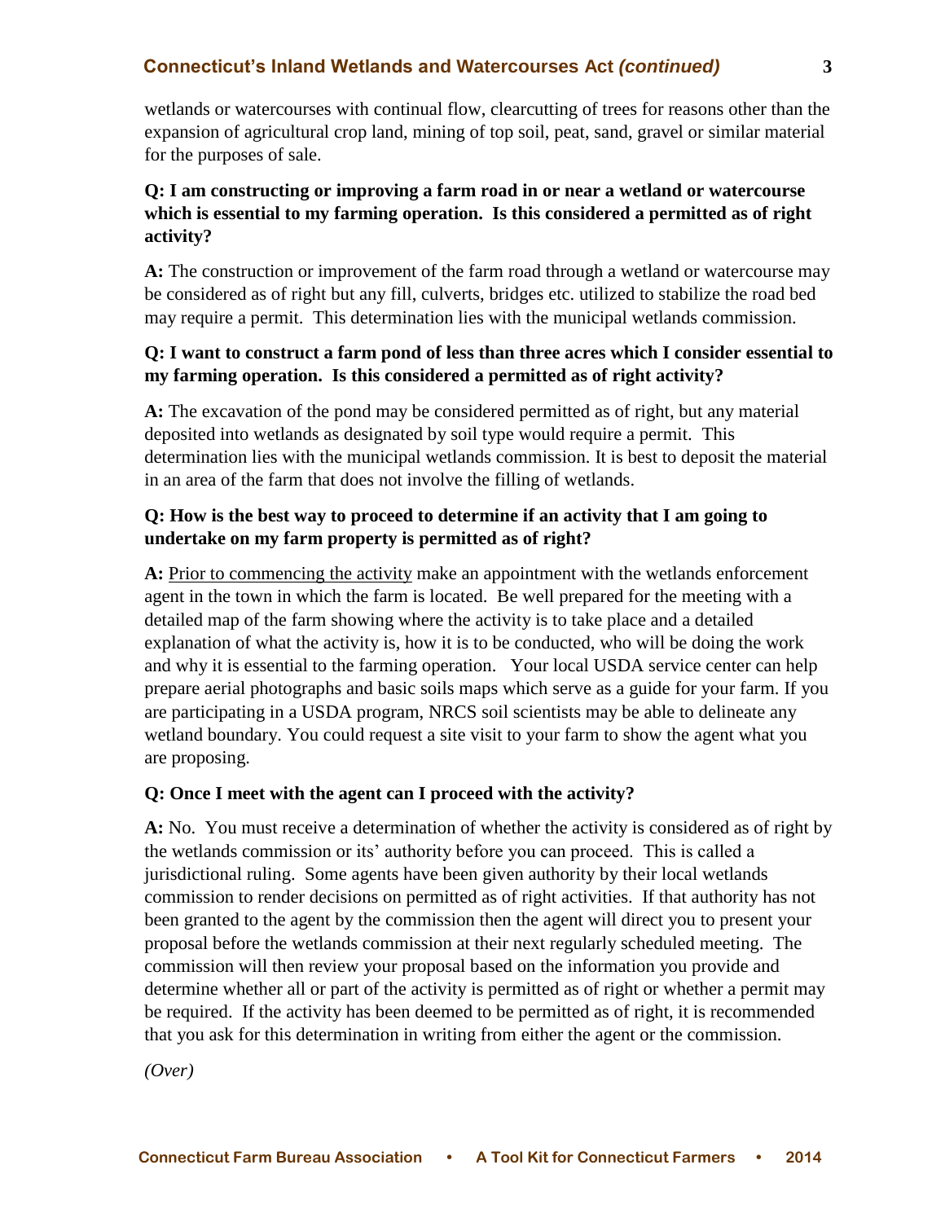wetlands or watercourses with continual flow, clearcutting of trees for reasons other than the expansion of agricultural crop land, mining of top soil, peat, sand, gravel or similar material for the purposes of sale.

**Q: I am constructing or improving a farm road in or near a wetland or watercourse which is essential to my farming operation. Is this considered a permitted as of right activity?**

**A:** The construction or improvement of the farm road through a wetland or watercourse may be considered as of right but any fill, culverts, bridges etc. utilized to stabilize the road bed may require a permit. This determination lies with the municipal wetlands commission.

**Q: I want to construct a farm pond of less than three acres which I consider essential to my farming operation. Is this considered a permitted as of right activity?**

**A:** The excavation of the pond may be considered permitted as of right, but any material deposited into wetlands as designated by soil type would require a permit. This determination lies with the municipal wetlands commission. It is best to deposit the material in an area of the farm that does not involve the filling of wetlands.

**Q: How is the best way to proceed to determine if an activity that I am going to undertake on my farm property is permitted as of right?**

**A:** <u>Prior to commencing the activity</u> make an appointment with the wetlands enforcement agent in the town in which the farm is located. Be well prepared for the meeting with a detailed map of the farm showing where the activity is to take place and a detailed explanation of what the activity is, how it is to be conducted, who will be doing the work and why it is essential to the farming operation. Your local USDA service center can help prepare aerial photographs and basic soils maps which serve as a guide for your farm. If you are participating in a USDA program, NRCS soil scientists may be able to delineate any wetland boundary. You could request a site visit to your farm to show the agent what you are proposing.

**Q: Once I meet with the agent can I proceed with the activity?**

**A:** No. You must receive a determination of whether the activity is considered as of right by the wetlands commission or its' authority before you can proceed. This is called a jurisdictional ruling. Some agents have been given authority by their local wetlands commission to render decisions on permitted as of right activities. If that authority has not been granted to the agent by the commission then the agent will direct you to present your proposal before the wetlands commission at their next regularly scheduled meeting. The commission will then review your proposal based on the information you provide and determine whether all or part of the activity is permitted as of right or whether a permit may be required. If the activity has been deemed to be permitted as of right, it is recommended that you ask for this determination in writing from either the agent or the commission.

*(Over)*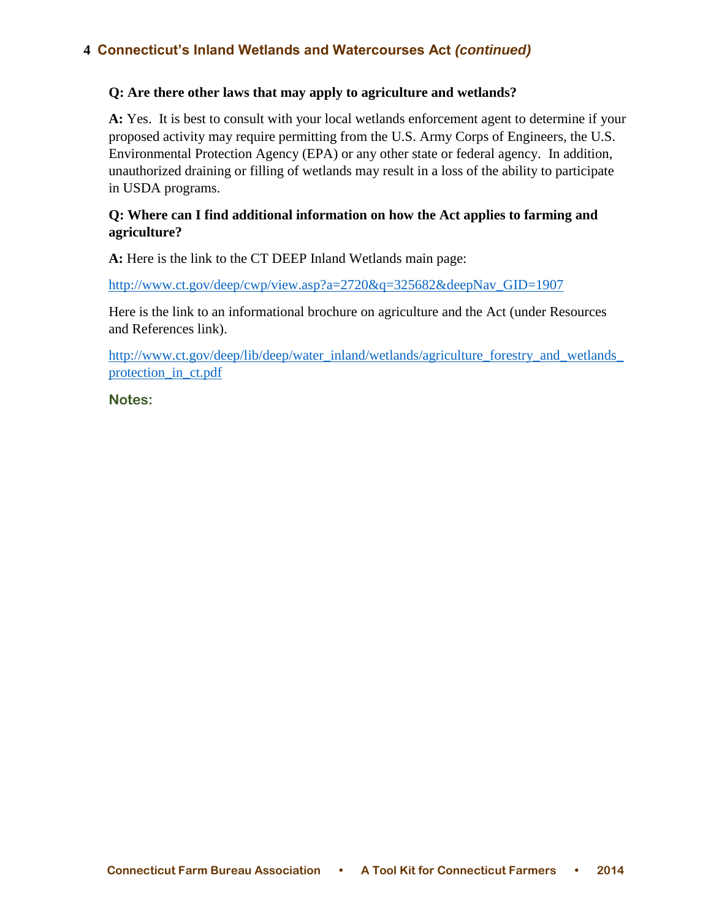## 4 Connecticut's Inland Wetlands and Watercourses Act *(continued)*

**Q: Are there other laws that may apply to agriculture and wetlands?**

**A:** Yes. It is best to consult with your local wetlands enforcement agent to determine if your proposed activity may require permitting from the U.S. Army Corps of Engineers, the U.S. Environmental Protection Agency (EPA) or any other state or federal agency. In addition, unauthorized draining or filling of wetlands may result in a loss of the ability to participate in USDA programs.

**Q: Where can I find additional information on how the Act applies to farming and agriculture?**

**A:** Here is the link to the CT DEEP Inland Wetlands main page:

http://www.ct.gov/deep/cwp/view.asp?a=2720&q=325682&deepNav_GID=1907

Here is the link to an informational brochure on agriculture and the Act (under Resources and References link).

http://www.ct.gov/deep/lib/deep/water_inland/wetlands/agriculture_forestry_and_wetlands_protection_in_ct.pdf

**Notes:**